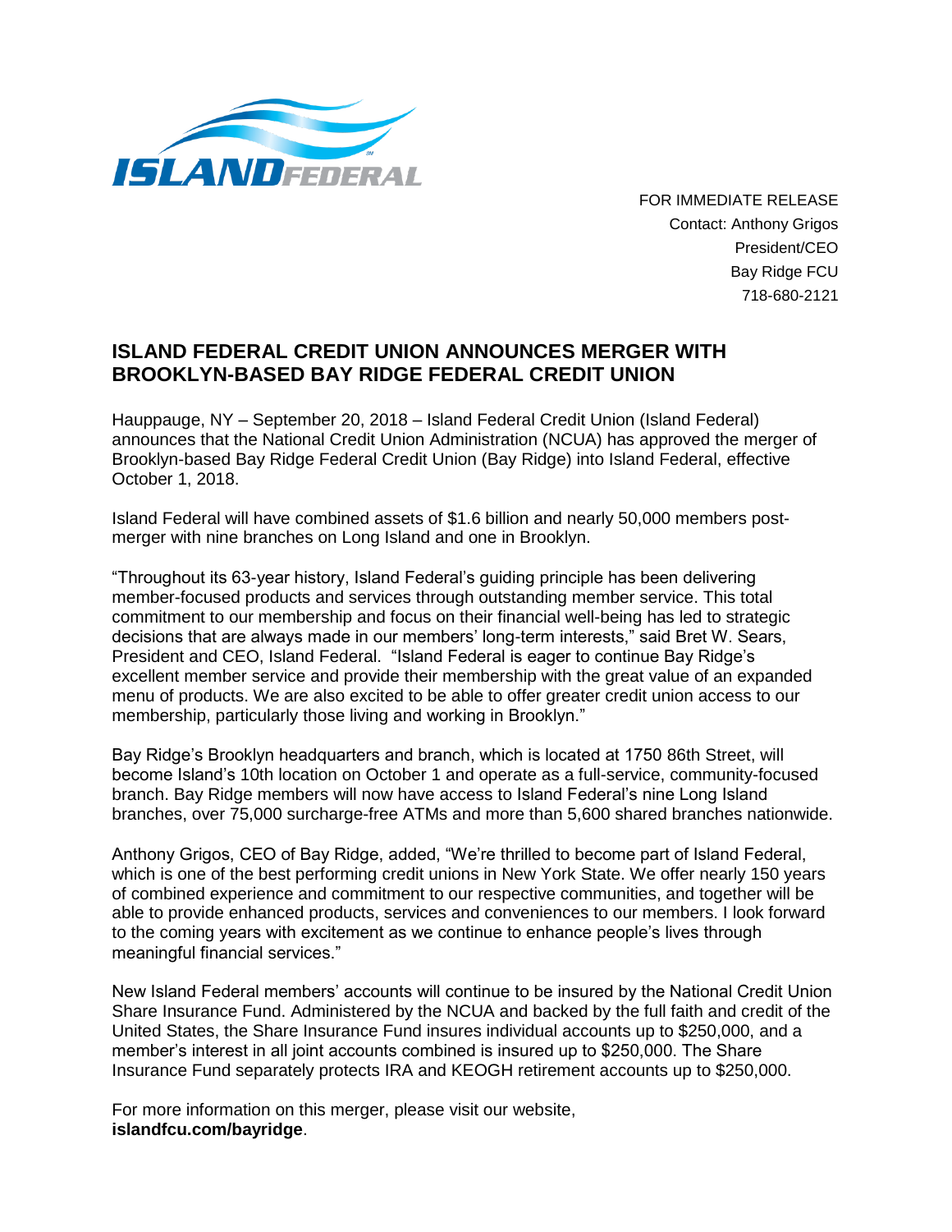FOR IMMEDIATE RELEASE
Contact: Anthony Grigos
President/CEO
Bay Ridge FCU
718-680-2121

# ISLAND FEDERAL CREDIT UNION ANNOUNCES MERGER WITH BROOKLYN-BASED BAY RIDGE FEDERAL CREDIT UNION

Hauppauge, NY – September 20, 2018 – Island Federal Credit Union (Island Federal) announces that the National Credit Union Administration (NCUA) has approved the merger of Brooklyn-based Bay Ridge Federal Credit Union (Bay Ridge) into Island Federal, effective October 1, 2018.

Island Federal will have combined assets of $1.6 billion and nearly 50,000 members post-merger with nine branches on Long Island and one in Brooklyn.

"Throughout its 63-year history, Island Federal's guiding principle has been delivering member-focused products and services through outstanding member service. This total commitment to our membership and focus on their financial well-being has led to strategic decisions that are always made in our members' long-term interests," said Bret W. Sears, President and CEO, Island Federal. "Island Federal is eager to continue Bay Ridge's excellent member service and provide their membership with the great value of an expanded menu of products. We are also excited to be able to offer greater credit union access to our membership, particularly those living and working in Brooklyn."

Bay Ridge's Brooklyn headquarters and branch, which is located at 1750 86th Street, will become Island's 10th location on October 1 and operate as a full-service, community-focused branch. Bay Ridge members will now have access to Island Federal's nine Long Island branches, over 75,000 surcharge-free ATMs and more than 5,600 shared branches nationwide.

Anthony Grigos, CEO of Bay Ridge, added, "We're thrilled to become part of Island Federal, which is one of the best performing credit unions in New York State. We offer nearly 150 years of combined experience and commitment to our respective communities, and together will be able to provide enhanced products, services and conveniences to our members. I look forward to the coming years with excitement as we continue to enhance people's lives through meaningful financial services."

New Island Federal members' accounts will continue to be insured by the National Credit Union Share Insurance Fund. Administered by the NCUA and backed by the full faith and credit of the United States, the Share Insurance Fund insures individual accounts up to $250,000, and a member's interest in all joint accounts combined is insured up to $250,000. The Share Insurance Fund separately protects IRA and KEOGH retirement accounts up to $250,000.

For more information on this merger, please visit our website, **islandfcu.com/bayridge**.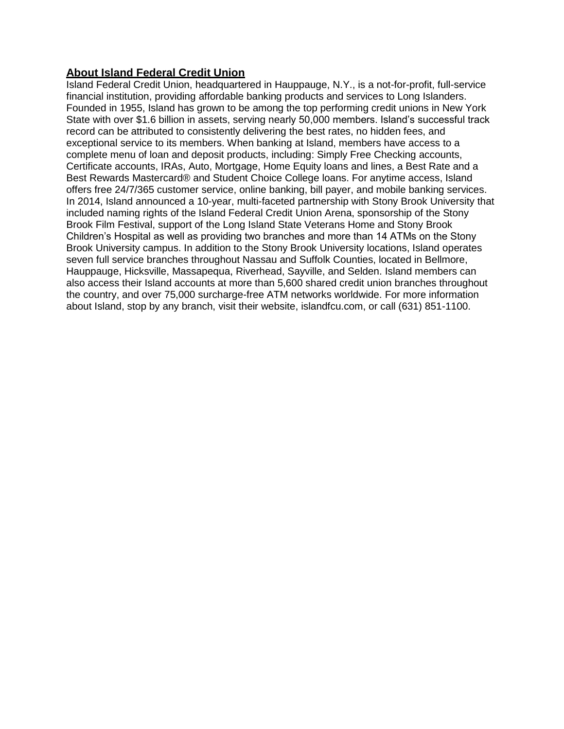**About Island Federal Credit Union**

Island Federal Credit Union, headquartered in Hauppauge, N.Y., is a not-for-profit, full-service financial institution, providing affordable banking products and services to Long Islanders. Founded in 1955, Island has grown to be among the top performing credit unions in New York State with over $1.6 billion in assets, serving nearly 50,000 members. Island's successful track record can be attributed to consistently delivering the best rates, no hidden fees, and exceptional service to its members. When banking at Island, members have access to a complete menu of loan and deposit products, including: Simply Free Checking accounts, Certificate accounts, IRAs, Auto, Mortgage, Home Equity loans and lines, a Best Rate and a Best Rewards Mastercard® and Student Choice College loans. For anytime access, Island offers free 24/7/365 customer service, online banking, bill payer, and mobile banking services. In 2014, Island announced a 10-year, multi-faceted partnership with Stony Brook University that included naming rights of the Island Federal Credit Union Arena, sponsorship of the Stony Brook Film Festival, support of the Long Island State Veterans Home and Stony Brook Children's Hospital as well as providing two branches and more than 14 ATMs on the Stony Brook University campus. In addition to the Stony Brook University locations, Island operates seven full service branches throughout Nassau and Suffolk Counties, located in Bellmore, Hauppauge, Hicksville, Massapequa, Riverhead, Sayville, and Selden. Island members can also access their Island accounts at more than 5,600 shared credit union branches throughout the country, and over 75,000 surcharge-free ATM networks worldwide. For more information about Island, stop by any branch, visit their website, islandfcu.com, or call (631) 851-1100.